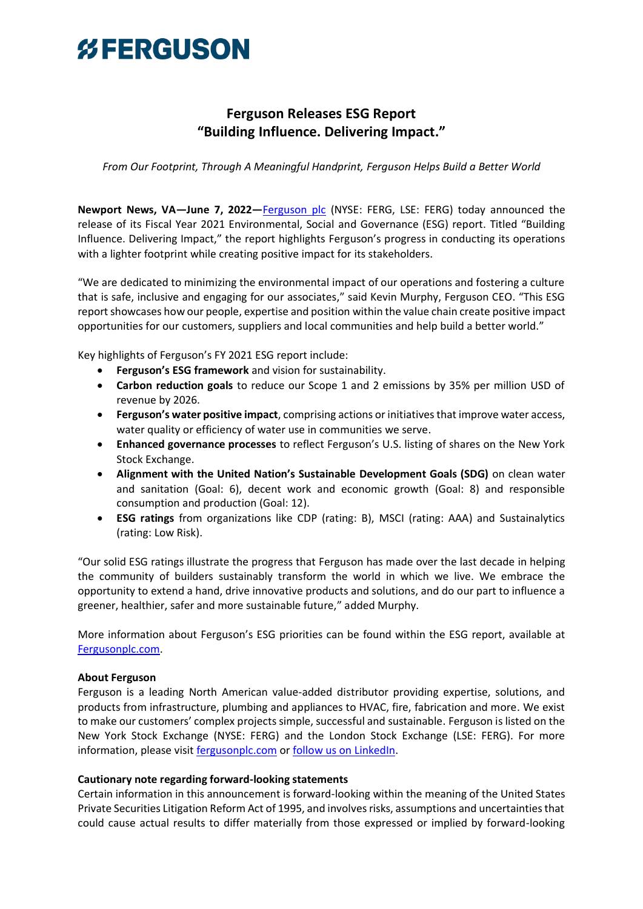# FERGUSON

## Ferguson Releases ESG Report
## "Building Influence. Delivering Impact."

*From Our Footprint, Through A Meaningful Handprint, Ferguson Helps Build a Better World*

**Newport News, VA—June 7, 2022—**Ferguson plc (NYSE: FERG, LSE: FERG) today announced the release of its Fiscal Year 2021 Environmental, Social and Governance (ESG) report. Titled "Building Influence. Delivering Impact," the report highlights Ferguson's progress in conducting its operations with a lighter footprint while creating positive impact for its stakeholders.

"We are dedicated to minimizing the environmental impact of our operations and fostering a culture that is safe, inclusive and engaging for our associates," said Kevin Murphy, Ferguson CEO. "This ESG report showcases how our people, expertise and position within the value chain create positive impact opportunities for our customers, suppliers and local communities and help build a better world."

Key highlights of Ferguson's FY 2021 ESG report include:

- **Ferguson's ESG framework** and vision for sustainability.
- **Carbon reduction goals** to reduce our Scope 1 and 2 emissions by 35% per million USD of revenue by 2026.
- **Ferguson's water positive impact**, comprising actions or initiatives that improve water access, water quality or efficiency of water use in communities we serve.
- **Enhanced governance processes** to reflect Ferguson's U.S. listing of shares on the New York Stock Exchange.
- **Alignment with the United Nation's Sustainable Development Goals (SDG)** on clean water and sanitation (Goal: 6), decent work and economic growth (Goal: 8) and responsible consumption and production (Goal: 12).
- **ESG ratings** from organizations like CDP (rating: B), MSCI (rating: AAA) and Sustainalytics (rating: Low Risk).

"Our solid ESG ratings illustrate the progress that Ferguson has made over the last decade in helping the community of builders sustainably transform the world in which we live. We embrace the opportunity to extend a hand, drive innovative products and solutions, and do our part to influence a greener, healthier, safer and more sustainable future," added Murphy.

More information about Ferguson's ESG priorities can be found within the ESG report, available at Fergusonplc.com.

**About Ferguson**

Ferguson is a leading North American value-added distributor providing expertise, solutions, and products from infrastructure, plumbing and appliances to HVAC, fire, fabrication and more. We exist to make our customers' complex projects simple, successful and sustainable. Ferguson is listed on the New York Stock Exchange (NYSE: FERG) and the London Stock Exchange (LSE: FERG). For more information, please visit fergusonplc.com or follow us on LinkedIn.

**Cautionary note regarding forward-looking statements**

Certain information in this announcement is forward-looking within the meaning of the United States Private Securities Litigation Reform Act of 1995, and involves risks, assumptions and uncertainties that could cause actual results to differ materially from those expressed or implied by forward-looking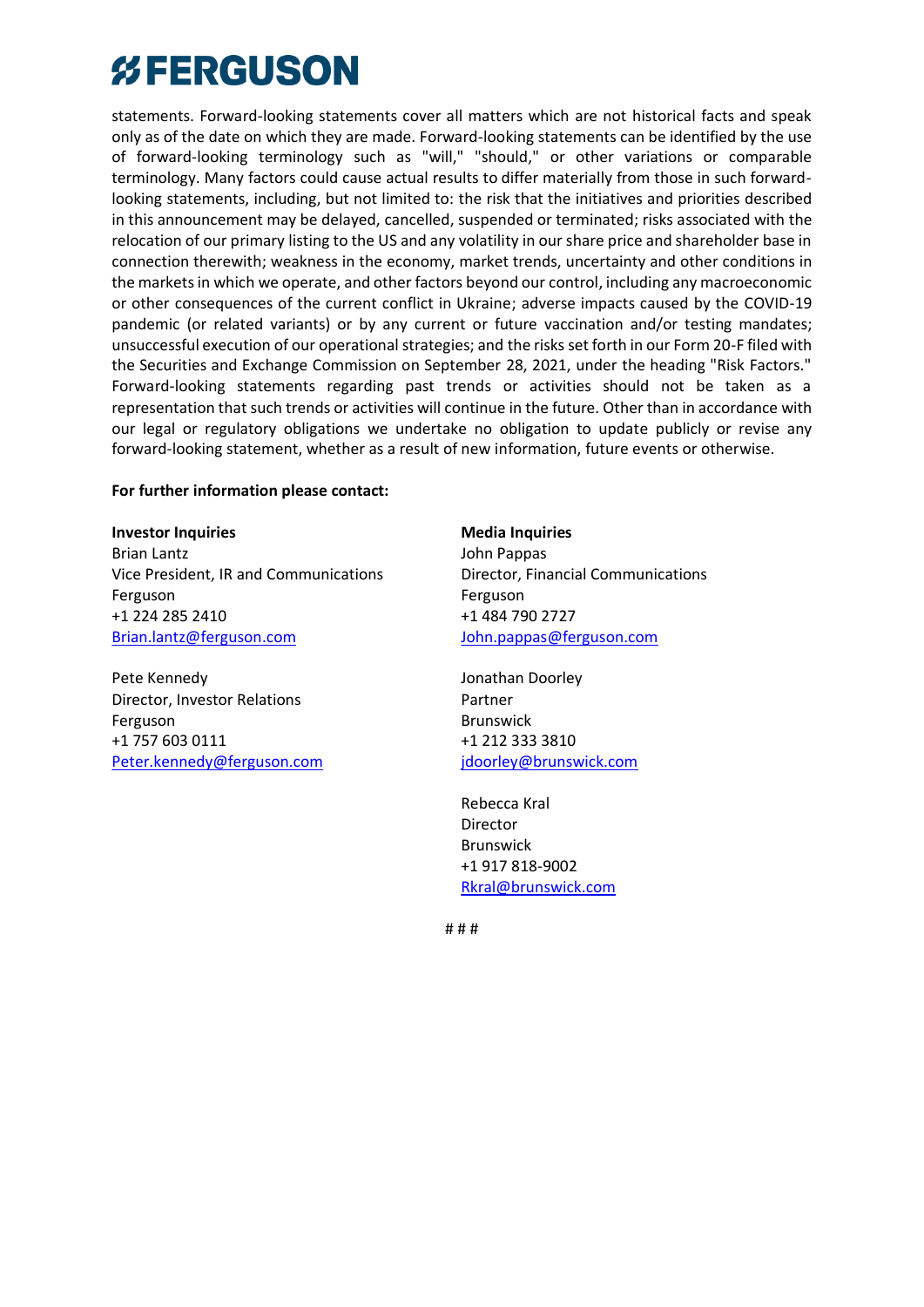statements. Forward-looking statements cover all matters which are not historical facts and speak only as of the date on which they are made. Forward-looking statements can be identified by the use of forward-looking terminology such as "will," "should," or other variations or comparable terminology. Many factors could cause actual results to differ materially from those in such forward-looking statements, including, but not limited to: the risk that the initiatives and priorities described in this announcement may be delayed, cancelled, suspended or terminated; risks associated with the relocation of our primary listing to the US and any volatility in our share price and shareholder base in connection therewith; weakness in the economy, market trends, uncertainty and other conditions in the markets in which we operate, and other factors beyond our control, including any macroeconomic or other consequences of the current conflict in Ukraine; adverse impacts caused by the COVID-19 pandemic (or related variants) or by any current or future vaccination and/or testing mandates; unsuccessful execution of our operational strategies; and the risks set forth in our Form 20-F filed with the Securities and Exchange Commission on September 28, 2021, under the heading "Risk Factors." Forward-looking statements regarding past trends or activities should not be taken as a representation that such trends or activities will continue in the future. Other than in accordance with our legal or regulatory obligations we undertake no obligation to update publicly or revise any forward-looking statement, whether as a result of new information, future events or otherwise.

**For further information please contact:**

**Investor Inquiries**
Brian Lantz
Vice President, IR and Communications
Ferguson
+1 224 285 2410
Brian.lantz@ferguson.com

Pete Kennedy
Director, Investor Relations
Ferguson
+1 757 603 0111
Peter.kennedy@ferguson.com

**Media Inquiries**
John Pappas
Director, Financial Communications
Ferguson
+1 484 790 2727
John.pappas@ferguson.com

Jonathan Doorley
Partner
Brunswick
+1 212 333 3810
jdoorley@brunswick.com

Rebecca Kral
Director
Brunswick
+1 917 818-9002
Rkral@brunswick.com

# # #